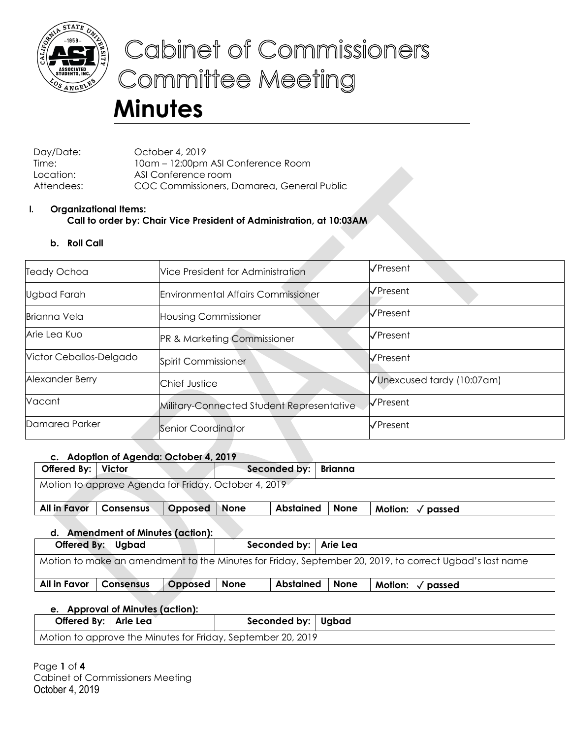# Cabinet of Commissioners Committee Meeting

# Minutes

Day/Date: October 4, 2019
Time: 10am – 12:00pm ASI Conference Room
Location: ASI Conference room
Attendees: COC Commissioners, Damarea, General Public

**I. Organizational Items:**
**Call to order by: Chair Vice President of Administration, at 10:03AM**

**b. Roll Call**

| | | |
|---|---|---|
| Teady Ochoa | Vice President for Administration | ✓Present |
| Ugbad Farah | Environmental Affairs Commissioner | ✓Present |
| Brianna Vela | Housing Commissioner | ✓Present |
| Arie Lea Kuo | PR & Marketing Commissioner | ✓Present |
| Victor Ceballos-Delgado | Spirit Commissioner | ✓Present |
| Alexander Berry | Chief Justice | ✓Unexcused tardy (10:07am) |
| Vacant | Military-Connected Student Representative | ✓Present |
| Damarea Parker | Senior Coordinator | ✓Present |

**c. Adoption of Agenda: October 4, 2019**

| **Offered By:** | **Victor** | | **Seconded by:** | **Brianna** | | |
|---|---|---|---|---|---|---|
| Motion to approve Agenda for Friday, October 4, 2019 | | | | | | |
| **All in Favor** | **Consensus** | **Opposed** | **None** | **Abstained** | **None** | **Motion: ✓ passed** |

**d. Amendment of Minutes (action):**

| **Offered By:** | **Ugbad** | | **Seconded by:** | **Arie Lea** | | |
|---|---|---|---|---|---|---|
| Motion to make an amendment to the Minutes for Friday, September 20, 2019, to correct Ugbad's last name | | | | | | |
| **All in Favor** | **Consensus** | **Opposed** | **None** | **Abstained** | **None** | **Motion: ✓ passed** |

**e. Approval of Minutes (action):**

| **Offered By:** | **Arie Lea** | **Seconded by:** | **Ugbad** |
|---|---|---|---|
| Motion to approve the Minutes for Friday, September 20, 2019 | | | |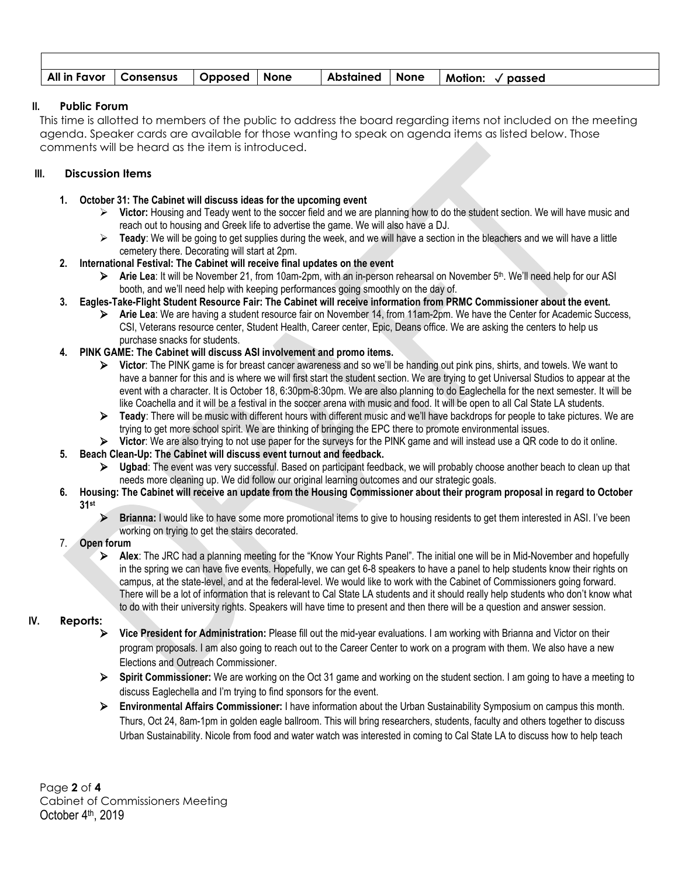| | | | | | | |
|---|---|---|---|---|---|---|
| **All in Favor** | **Consensus** | **Opposed** | **None** | **Abstained** | **None** | **Motion:** ✓ **passed** |

## II. Public Forum

This time is allotted to members of the public to address the board regarding items not included on the meeting agenda. Speaker cards are available for those wanting to speak on agenda items as listed below. Those comments will be heard as the item is introduced.

## III. Discussion Items

1. **October 31: The Cabinet will discuss ideas for the upcoming event**
   - **Victor:** Housing and Teady went to the soccer field and we are planning how to do the student section. We will have music and reach out to housing and Greek life to advertise the game. We will also have a DJ.
   - **Teady**: We will be going to get supplies during the week, and we will have a section in the bleachers and we will have a little cemetery there. Decorating will start at 2pm.
2. **International Festival: The Cabinet will receive final updates on the event**
   - **Arie Lea**: It will be November 21, from 10am-2pm, with an in-person rehearsal on November 5th. We'll need help for our ASI booth, and we'll need help with keeping performances going smoothly on the day of.
3. **Eagles-Take-Flight Student Resource Fair: The Cabinet will receive information from PRMC Commissioner about the event.**
   - **Arie Lea**: We are having a student resource fair on November 14, from 11am-2pm. We have the Center for Academic Success, CSI, Veterans resource center, Student Health, Career center, Epic, Deans office. We are asking the centers to help us purchase snacks for students.
4. **PINK GAME: The Cabinet will discuss ASI involvement and promo items.**
   - **Victor**: The PINK game is for breast cancer awareness and so we'll be handing out pink pins, shirts, and towels. We want to have a banner for this and is where we will first start the student section. We are trying to get Universal Studios to appear at the event with a character. It is October 18, 6:30pm-8:30pm. We are also planning to do Eaglechella for the next semester. It will be like Coachella and it will be a festival in the soccer arena with music and food. It will be open to all Cal State LA students.
   - **Teady**: There will be music with different hours with different music and we'll have backdrops for people to take pictures. We are trying to get more school spirit. We are thinking of bringing the EPC there to promote environmental issues.
   - **Victor**: We are also trying to not use paper for the surveys for the PINK game and will instead use a QR code to do it online.
5. **Beach Clean-Up: The Cabinet will discuss event turnout and feedback.**
   - **Ugbad**: The event was very successful. Based on participant feedback, we will probably choose another beach to clean up that needs more cleaning up. We did follow our original learning outcomes and our strategic goals.
6. **Housing: The Cabinet will receive an update from the Housing Commissioner about their program proposal in regard to October 31st**
   - **Brianna:** I would like to have some more promotional items to give to housing residents to get them interested in ASI. I've been working on trying to get the stairs decorated.
7. **Open forum**
   - **Alex**: The JRC had a planning meeting for the "Know Your Rights Panel". The initial one will be in Mid-November and hopefully in the spring we can have five events. Hopefully, we can get 6-8 speakers to have a panel to help students know their rights on campus, at the state-level, and at the federal-level. We would like to work with the Cabinet of Commissioners going forward. There will be a lot of information that is relevant to Cal State LA students and it should really help students who don't know what to do with their university rights. Speakers will have time to present and then there will be a question and answer session.

## IV. Reports:

- **Vice President for Administration:** Please fill out the mid-year evaluations. I am working with Brianna and Victor on their program proposals. I am also going to reach out to the Career Center to work on a program with them. We also have a new Elections and Outreach Commissioner.
- **Spirit Commissioner:** We are working on the Oct 31 game and working on the student section. I am going to have a meeting to discuss Eaglechella and I'm trying to find sponsors for the event.
- **Environmental Affairs Commissioner:** I have information about the Urban Sustainability Symposium on campus this month. Thurs, Oct 24, 8am-1pm in golden eagle ballroom. This will bring researchers, students, faculty and others together to discuss Urban Sustainability. Nicole from food and water watch was interested in coming to Cal State LA to discuss how to help teach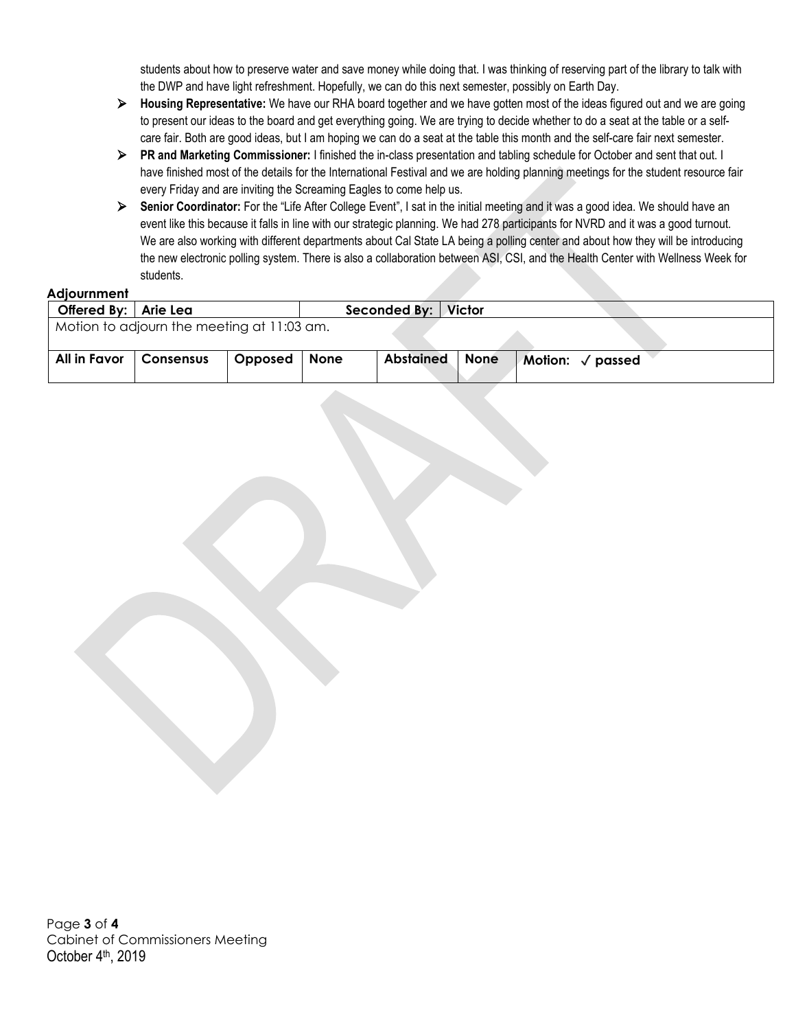students about how to preserve water and save money while doing that. I was thinking of reserving part of the library to talk with the DWP and have light refreshment. Hopefully, we can do this next semester, possibly on Earth Day.

- **Housing Representative:** We have our RHA board together and we have gotten most of the ideas figured out and we are going to present our ideas to the board and get everything going. We are trying to decide whether to do a seat at the table or a self-care fair. Both are good ideas, but I am hoping we can do a seat at the table this month and the self-care fair next semester.
- **PR and Marketing Commissioner:** I finished the in-class presentation and tabling schedule for October and sent that out. I have finished most of the details for the International Festival and we are holding planning meetings for the student resource fair every Friday and are inviting the Screaming Eagles to come help us.
- **Senior Coordinator:** For the "Life After College Event", I sat in the initial meeting and it was a good idea. We should have an event like this because it falls in line with our strategic planning. We had 278 participants for NVRD and it was a good turnout. We are also working with different departments about Cal State LA being a polling center and about how they will be introducing the new electronic polling system. There is also a collaboration between ASI, CSI, and the Health Center with Wellness Week for students.

**Adjournment**

| Offered By: | Arie Lea | | Seconded By: | Victor | | |
|---|---|---|---|---|---|---|
| Motion to adjourn the meeting at 11:03 am. | | | | | | |
| All in Favor | Consensus | Opposed | None | Abstained | None | Motion: ✓ passed |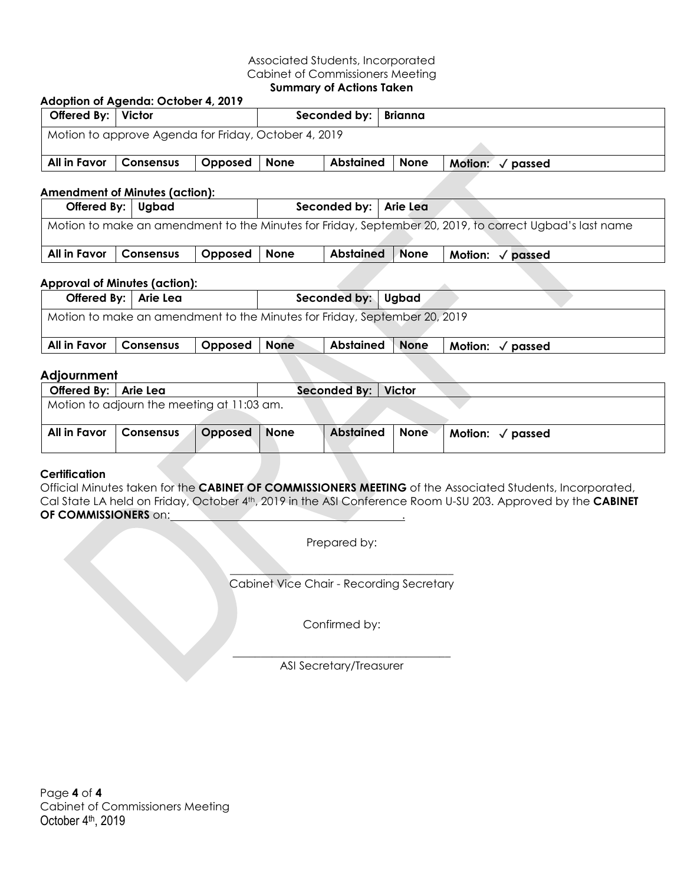Associated Students, Incorporated
Cabinet of Commissioners Meeting
**Summary of Actions Taken**

**Adoption of Agenda: October 4, 2019**

| Offered By: | Victor | | | Seconded by: | Brianna | |
|---|---|---|---|---|---|---|
| Motion to approve Agenda for Friday, October 4, 2019 | | | | | | |
| **All in Favor** | **Consensus** | **Opposed** | **None** | **Abstained** | **None** | **Motion: ✓ passed** |

**Amendment of Minutes (action):**

| Offered By: | Ugbad | | | Seconded by: | Arie Lea | |
|---|---|---|---|---|---|---|
| Motion to make an amendment to the Minutes for Friday, September 20, 2019, to correct Ugbad's last name | | | | | | |
| **All in Favor** | **Consensus** | **Opposed** | **None** | **Abstained** | **None** | **Motion: ✓ passed** |

**Approval of Minutes (action):**

| Offered By: | Arie Lea | | | Seconded by: | Ugbad | |
|---|---|---|---|---|---|---|
| Motion to make an amendment to the Minutes for Friday, September 20, 2019 | | | | | | |
| **All in Favor** | **Consensus** | **Opposed** | **None** | **Abstained** | **None** | **Motion: ✓ passed** |

## Adjournment

| Offered By: | Arie Lea | | | Seconded By: | Victor | |
|---|---|---|---|---|---|---|
| Motion to adjourn the meeting at 11:03 am. | | | | | | |
| **All in Favor** | **Consensus** | **Opposed** | **None** | **Abstained** | **None** | **Motion: ✓ passed** |

**Certification**

Official Minutes taken for the **CABINET OF COMMISSIONERS MEETING** of the Associated Students, Incorporated, Cal State LA held on Friday, October 4th, 2019 in the ASI Conference Room U-SU 203. Approved by the **CABINET OF COMMISSIONERS** on:\_\_\_\_\_\_\_\_\_\_\_\_\_\_\_\_\_\_\_\_\_\_\_\_\_\_\_\_\_\_\_\_\_\_\_\_\_\_\_\_.

Prepared by:

\_\_\_\_\_\_\_\_\_\_\_\_\_\_\_\_\_\_\_\_\_\_\_\_\_\_\_\_\_\_\_\_\_\_\_\_\_\_\_\_
Cabinet Vice Chair - Recording Secretary

Confirmed by:

\_\_\_\_\_\_\_\_\_\_\_\_\_\_\_\_\_\_\_\_\_\_\_\_\_\_\_\_\_\_\_\_\_\_\_\_\_\_\_\_
ASI Secretary/Treasurer